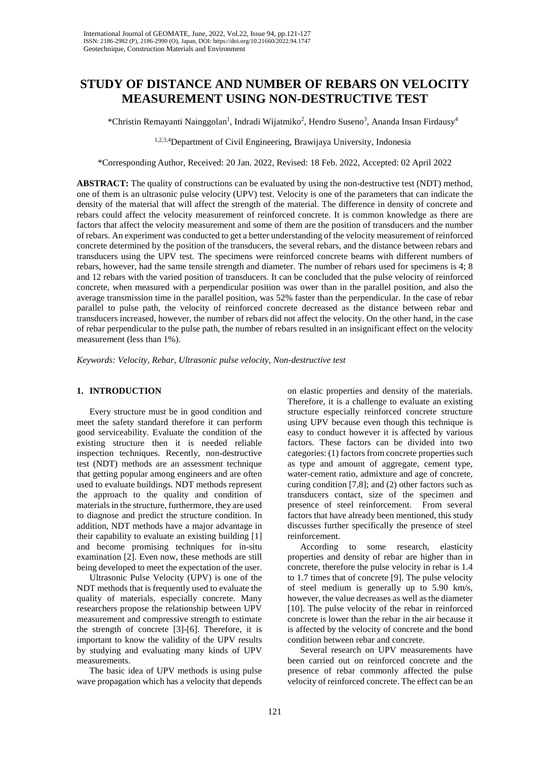# STUDY OF DISTANCE AND NUMBER OF REBARS ON VELOCITY MEASUREMENT USING NON-DESTRUCTIVE TEST

*Christin Remayanti Nainggolan[1], Indradi Wijatmiko[2], Hendro Suseno[3], Ananda Insan Firdausy[4]

[1,2,3,4]Department of Civil Engineering, Brawijaya University, Indonesia

*Corresponding Author, Received: 20 Jan. 2022, Revised: 18 Feb. 2022, Accepted: 02 April 2022

**ABSTRACT:** The quality of constructions can be evaluated by using the non-destructive test (NDT) method, one of them is an ultrasonic pulse velocity (UPV) test. Velocity is one of the parameters that can indicate the density of the material that will affect the strength of the material. The difference in density of concrete and rebars could affect the velocity measurement of reinforced concrete. It is common knowledge as there are factors that affect the velocity measurement and some of them are the position of transducers and the number of rebars. An experiment was conducted to get a better understanding of the velocity measurement of reinforced concrete determined by the position of the transducers, the several rebars, and the distance between rebars and transducers using the UPV test. The specimens were reinforced concrete beams with different numbers of rebars, however, had the same tensile strength and diameter. The number of rebars used for specimens is 4; 8 and 12 rebars with the varied position of transducers. It can be concluded that the pulse velocity of reinforced concrete, when measured with a perpendicular position was ower than in the parallel position, and also the average transmission time in the parallel position, was 52% faster than the perpendicular. In the case of rebar parallel to pulse path, the velocity of reinforced concrete decreased as the distance between rebar and transducers increased, however, the number of rebars did not affect the velocity. On the other hand, in the case of rebar perpendicular to the pulse path, the number of rebars resulted in an insignificant effect on the velocity measurement (less than 1%).

*Keywords: Velocity, Rebar, Ultrasonic pulse velocity, Non-destructive test*

## 1. INTRODUCTION

Every structure must be in good condition and meet the safety standard therefore it can perform good serviceability. Evaluate the condition of the existing structure then it is needed reliable inspection techniques. Recently, non-destructive test (NDT) methods are an assessment technique that getting popular among engineers and are often used to evaluate buildings. NDT methods represent the approach to the quality and condition of materials in the structure, furthermore, they are used to diagnose and predict the structure condition. In addition, NDT methods have a major advantage in their capability to evaluate an existing building [1] and become promising techniques for in-situ examination [2]. Even now, these methods are still being developed to meet the expectation of the user.

Ultrasonic Pulse Velocity (UPV) is one of the NDT methods that is frequently used to evaluate the quality of materials, especially concrete. Many researchers propose the relationship between UPV measurement and compressive strength to estimate the strength of concrete [3]-[6]. Therefore, it is important to know the validity of the UPV results by studying and evaluating many kinds of UPV measurements.

The basic idea of UPV methods is using pulse wave propagation which has a velocity that depends on elastic properties and density of the materials. Therefore, it is a challenge to evaluate an existing structure especially reinforced concrete structure using UPV because even though this technique is easy to conduct however it is affected by various factors. These factors can be divided into two categories: (1) factors from concrete properties such as type and amount of aggregate, cement type, water-cement ratio, admixture and age of concrete, curing condition [7,8]; and (2) other factors such as transducers contact, size of the specimen and presence of steel reinforcement. From several factors that have already been mentioned, this study discusses further specifically the presence of steel reinforcement.

According to some research, elasticity properties and density of rebar are higher than in concrete, therefore the pulse velocity in rebar is 1.4 to 1.7 times that of concrete [9]. The pulse velocity of steel medium is generally up to 5.90 km/s, however, the value decreases as well as the diameter [10]. The pulse velocity of the rebar in reinforced concrete is lower than the rebar in the air because it is affected by the velocity of concrete and the bond condition between rebar and concrete.

Several research on UPV measurements have been carried out on reinforced concrete and the presence of rebar commonly affected the pulse velocity of reinforced concrete. The effect can be an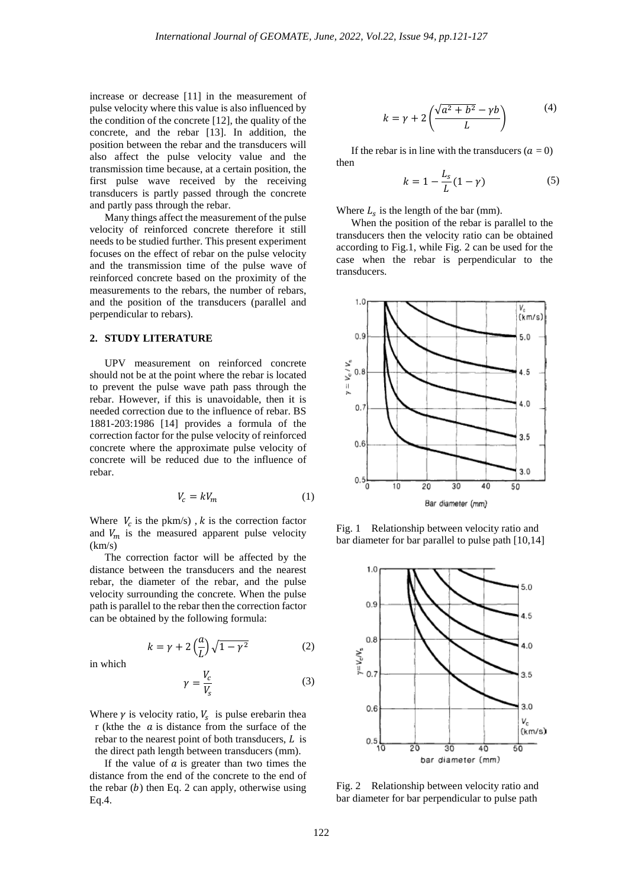increase or decrease [11] in the measurement of pulse velocity where this value is also influenced by the condition of the concrete [12], the quality of the concrete, and the rebar [13]. In addition, the position between the rebar and the transducers will also affect the pulse velocity value and the transmission time because, at a certain position, the first pulse wave received by the receiving transducers is partly passed through the concrete and partly pass through the rebar.

Many things affect the measurement of the pulse velocity of reinforced concrete therefore it still needs to be studied further. This present experiment focuses on the effect of rebar on the pulse velocity and the transmission time of the pulse wave of reinforced concrete based on the proximity of the measurements to the rebars, the number of rebars, and the position of the transducers (parallel and perpendicular to rebars).

## 2. STUDY LITERATURE

UPV measurement on reinforced concrete should not be at the point where the rebar is located to prevent the pulse wave path pass through the rebar. However, if this is unavoidable, then it is needed correction due to the influence of rebar. BS 1881-203:1986 [14] provides a formula of the correction factor for the pulse velocity of reinforced concrete where the approximate pulse velocity of concrete will be reduced due to the influence of rebar.

$$V_c = kV_m \tag{1}$$

Where $V_c$ is the pkm/s) , $k$ is the correction factor and $V_m$ is the measured apparent pulse velocity (km/s)

The correction factor will be affected by the distance between the transducers and the nearest rebar, the diameter of the rebar, and the pulse velocity surrounding the concrete. When the pulse path is parallel to the rebar then the correction factor can be obtained by the following formula:

$$k = \gamma + 2\left(\frac{a}{L}\right)\sqrt{1-\gamma^2} \tag{2}$$

in which

$$\gamma = \frac{V_c}{V_s} \tag{3}$$

Where $\gamma$ is velocity ratio, $V_s$ is pulse erebarin thea r (kthe the $a$ is distance from the surface of the rebar to the nearest point of both transducers, $L$ is the direct path length between transducers (mm).

If the value of $a$ is greater than two times the distance from the end of the concrete to the end of the rebar ($b$) then Eq. 2 can apply, otherwise using Eq.4.

$$k = \gamma + 2\left(\frac{\sqrt{a^2+b^2}-\gamma b}{L}\right) \tag{4}$$

If the rebar is in line with the transducers ($a = 0$) then

$$k = 1 - \frac{L_s}{L}(1-\gamma) \tag{5}$$

Where $L_s$ is the length of the bar (mm).

When the position of the rebar is parallel to the transducers then the velocity ratio can be obtained according to Fig.1, while Fig. 2 can be used for the case when the rebar is perpendicular to the transducers.

Fig. 1 Relationship between velocity ratio and bar diameter for bar parallel to pulse path [10,14]

Fig. 2 Relationship between velocity ratio and bar diameter for bar perpendicular to pulse path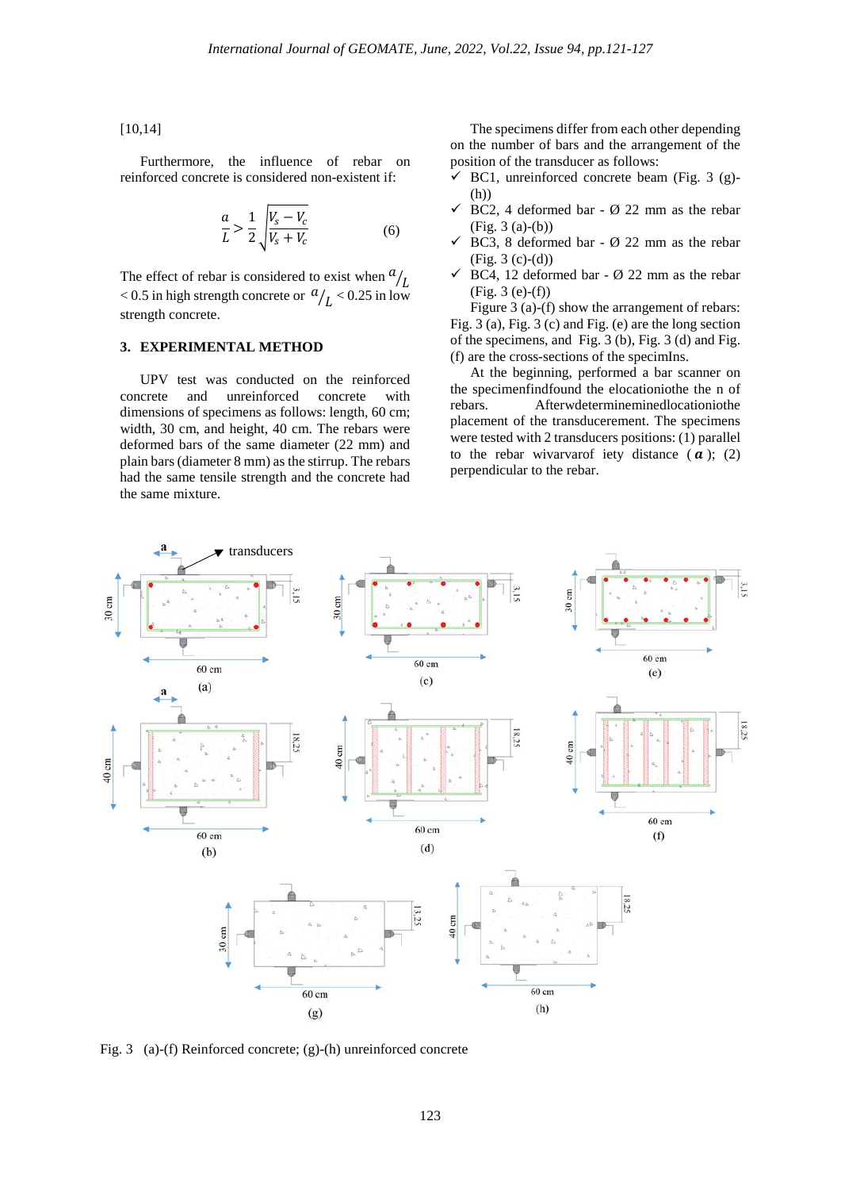[10,14]

Furthermore, the influence of rebar on reinforced concrete is considered non-existent if:

$$\frac{a}{L} > \frac{1}{2}\sqrt{\frac{V_s - V_c}{V_s + V_c}} \qquad (6)$$

The effect of rebar is considered to exist when $a/_L$ < 0.5 in high strength concrete or $a/_L$ < 0.25 in low strength concrete.

## 3. EXPERIMENTAL METHOD

UPV test was conducted on the reinforced concrete and unreinforced concrete with dimensions of specimens as follows: length, 60 cm; width, 30 cm, and height, 40 cm. The rebars were deformed bars of the same diameter (22 mm) and plain bars (diameter 8 mm) as the stirrup. The rebars had the same tensile strength and the concrete had the same mixture.

The specimens differ from each other depending on the number of bars and the arrangement of the position of the transducer as follows:

- ✓ BC1, unreinforced concrete beam (Fig. 3 (g)-(h))
- ✓ BC2, 4 deformed bar - Ø 22 mm as the rebar (Fig. 3 (a)-(b))
- ✓ BC3, 8 deformed bar - Ø 22 mm as the rebar (Fig. 3 (c)-(d))
- ✓ BC4, 12 deformed bar - Ø 22 mm as the rebar (Fig. 3 (e)-(f))

Figure 3 (a)-(f) show the arrangement of rebars: Fig. 3 (a), Fig. 3 (c) and Fig. (e) are the long section of the specimens, and Fig. 3 (b), Fig. 3 (d) and Fig. (f) are the cross-sections of the specimIns.

At the beginning, performed a bar scanner on the specimenfindfound the elocationiothe the n of rebars. Afterwdetermineminedlocationiothe placement of the transducerement. The specimens were tested with 2 transducers positions: (1) parallel to the rebar wivarvarof iety distance (***a***); (2) perpendicular to the rebar.

Fig. 3 (a)-(f) Reinforced concrete; (g)-(h) unreinforced concrete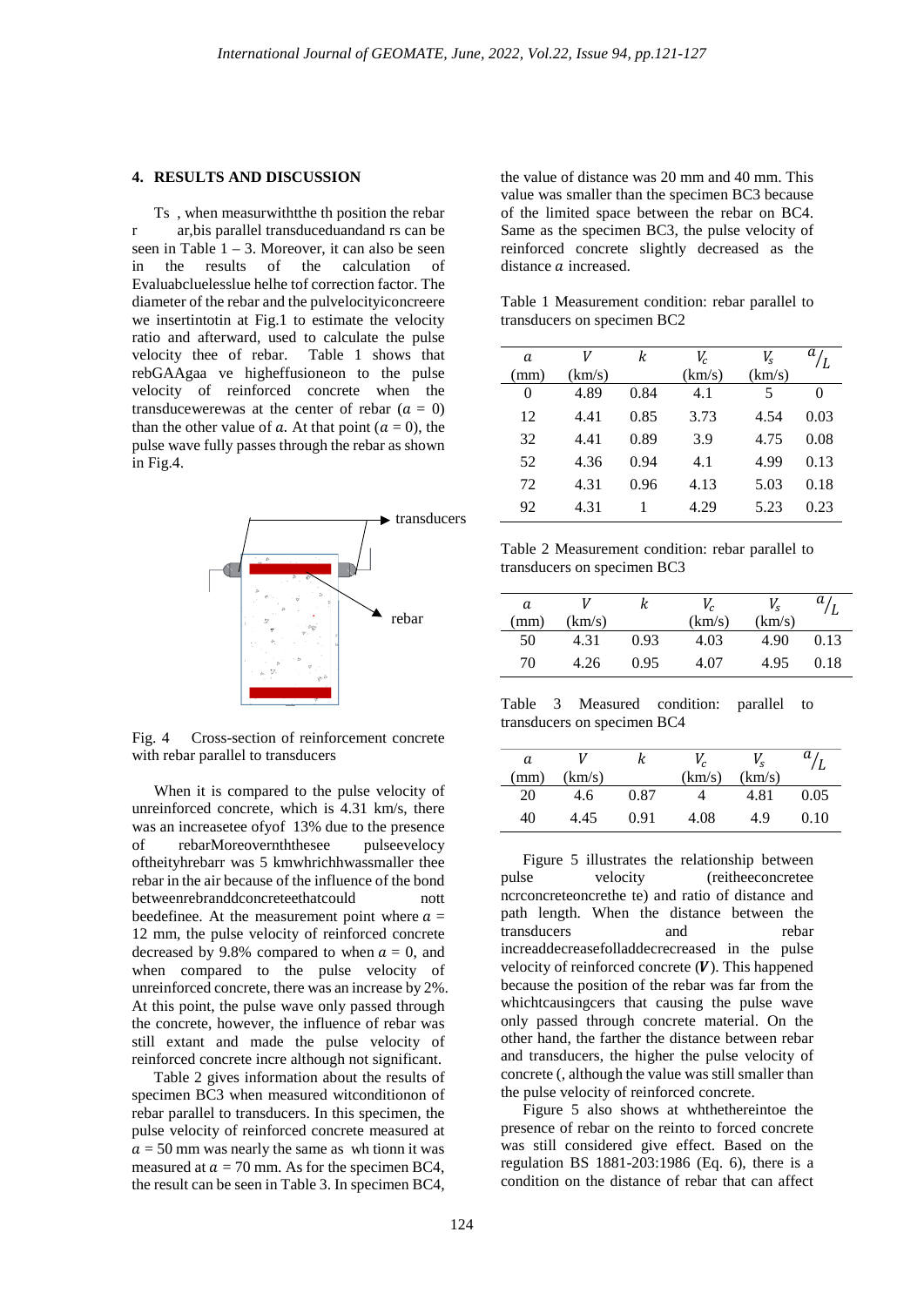## 4. RESULTS AND DISCUSSION

Ts , when measurwiththe th position the rebar r ar,bis parallel transduceduandand rs can be seen in Table 1 – 3. Moreover, it can also be seen in the results of the calculation of Evaluabcluelesslue helhe tof correction factor. The diameter of the rebar and the pulvelocityiconcreere we insertintotin at Fig.1 to estimate the velocity ratio and afterward, used to calculate the pulse velocity thee of rebar. Table 1 shows that rebGAAgaa ve higheffusioneon to the pulse velocity of reinforced concrete when the transducewerewas at the center of rebar ($a$ = 0) than the other value of $a$. At that point ($a$ = 0), the pulse wave fully passes through the rebar as shown in Fig.4.

Fig. 4 Cross-section of reinforcement concrete with rebar parallel to transducers

When it is compared to the pulse velocity of unreinforced concrete, which is 4.31 km/s, there was an increasetee ofyof 13% due to the presence of rebarMoreovernththesee pulseevelocy oftheityhrebarr was 5 kmwhrichhwassmaller these rebar in the air because of the influence of the bond betweenrebranddconcreteethatcould nott beedefinee. At the measurement point where $a$ = 12 mm, the pulse velocity of reinforced concrete decreased by 9.8% compared to when $a$ = 0, and when compared to the pulse velocity of unreinforced concrete, there was an increase by 2%. At this point, the pulse wave only passed through the concrete, however, the influence of rebar was still extant and made the pulse velocity of reinforced concrete incre although not significant.

Table 2 gives information about the results of specimen BC3 when measured witconditionon of rebar parallel to transducers. In this specimen, the pulse velocity of reinforced concrete measured at $a$ = 50 mm was nearly the same as wh tionn it was measured at $a$ = 70 mm. As for the specimen BC4, the result can be seen in Table 3. In specimen BC4, the value of distance was 20 mm and 40 mm. This value was smaller than the specimen BC3 because of the limited space between the rebar on BC4. Same as the specimen BC3, the pulse velocity of reinforced concrete slightly decreased as the distance $a$ increased.

Table 1 Measurement condition: rebar parallel to transducers on specimen BC2

| $a$ (mm) | $V$ (km/s) | $k$ | $V_c$ (km/s) | $V_s$ (km/s) | $a/L$ |
|---|---|---|---|---|---|
| 0 | 4.89 | 0.84 | 4.1 | 5 | 0 |
| 12 | 4.41 | 0.85 | 3.73 | 4.54 | 0.03 |
| 32 | 4.41 | 0.89 | 3.9 | 4.75 | 0.08 |
| 52 | 4.36 | 0.94 | 4.1 | 4.99 | 0.13 |
| 72 | 4.31 | 0.96 | 4.13 | 5.03 | 0.18 |
| 92 | 4.31 | 1 | 4.29 | 5.23 | 0.23 |

Table 2 Measurement condition: rebar parallel to transducers on specimen BC3

| $a$ (mm) | $V$ (km/s) | $k$ | $V_c$ (km/s) | $V_s$ (km/s) | $a/L$ |
|---|---|---|---|---|---|
| 50 | 4.31 | 0.93 | 4.03 | 4.90 | 0.13 |
| 70 | 4.26 | 0.95 | 4.07 | 4.95 | 0.18 |

Table 3 Measured condition: parallel to transducers on specimen BC4

| $a$ (mm) | $V$ (km/s) | $k$ | $V_c$ (km/s) | $V_s$ (km/s) | $a/L$ |
|---|---|---|---|---|---|
| 20 | 4.6 | 0.87 | 4 | 4.81 | 0.05 |
| 40 | 4.45 | 0.91 | 4.08 | 4.9 | 0.10 |

Figure 5 illustrates the relationship between pulse velocity (reitheeconcreteencrconcreteoncrethe te) and ratio of distance and path length. When the distance between the transducers and rebar increaddecreasefolladdecrecreased in the pulse velocity of reinforced concrete ($\boldsymbol{V}$). This happened because the position of the rebar was far from the whichtcausingcers that causing the pulse wave only passed through concrete material. On the other hand, the farther the distance between rebar and transducers, the higher the pulse velocity of concrete (, although the value was still smaller than the pulse velocity of reinforced concrete.

Figure 5 also shows at whthethereintoe the presence of rebar on the reinto to forced concrete was still considered give effect. Based on the regulation BS 1881-203:1986 (Eq. 6), there is a condition on the distance of rebar that can affect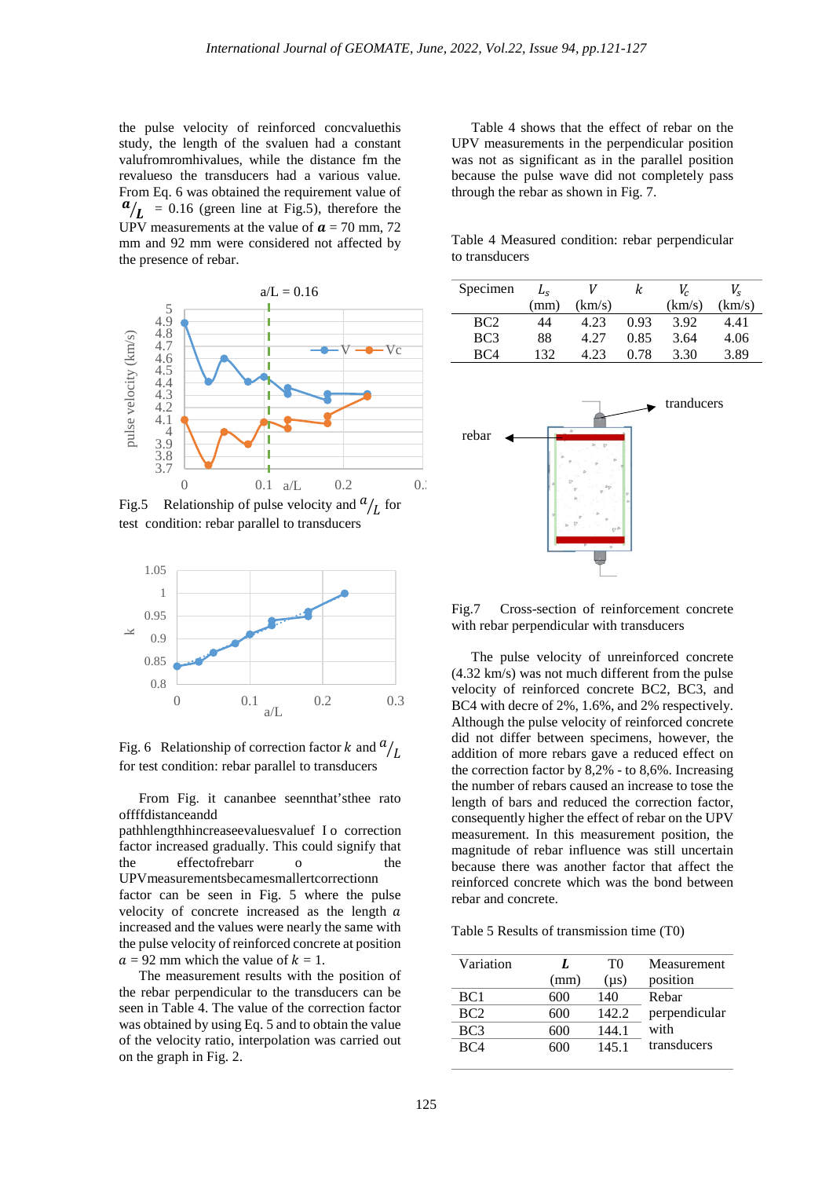the pulse velocity of reinforced concvaluethis study, the length of the svaluen had a constant valufromromhivalues, while the distance fm the revalueso the transducers had a various value. From Eq. 6 was obtained the requirement value of $a/L$ = 0.16 (green line at Fig.5), therefore the UPV measurements at the value of $a$ = 70 mm, 72 mm and 92 mm were considered not affected by the presence of rebar.

Fig.5 Relationship of pulse velocity and $a/L$ for test condition: rebar parallel to transducers

Fig. 6 Relationship of correction factor $k$ and $a/L$ for test condition: rebar parallel to transducers

From Fig. it cananbee seennthat'sthee rato offffdistanceandd pathhlengthhincreaseevaluesvaluef I o correction factor increased gradually. This could signify that the effectofrebarr o the UPVmeasurementsbecamesmallertcorrectionn factor can be seen in Fig. 5 where the pulse velocity of concrete increased as the length $a$ increased and the values were nearly the same with the pulse velocity of reinforced concrete at position $a$ = 92 mm which the value of $k$ = 1.

The measurement results with the position of the rebar perpendicular to the transducers can be seen in Table 4. The value of the correction factor was obtained by using Eq. 5 and to obtain the value of the velocity ratio, interpolation was carried out on the graph in Fig. 2.

Table 4 shows that the effect of rebar on the UPV measurements in the perpendicular position was not as significant as in the parallel position because the pulse wave did not completely pass through the rebar as shown in Fig. 7.

Table 4 Measured condition: rebar perpendicular to transducers

| Specimen | $L_s$ (mm) | $V$ (km/s) | $k$ | $V_c$ (km/s) | $V_s$ (km/s) |
|---|---|---|---|---|---|
| BC2 | 44 | 4.23 | 0.93 | 3.92 | 4.41 |
| BC3 | 88 | 4.27 | 0.85 | 3.64 | 4.06 |
| BC4 | 132 | 4.23 | 0.78 | 3.30 | 3.89 |

Fig.7 Cross-section of reinforcement concrete with rebar perpendicular with transducers

The pulse velocity of unreinforced concrete (4.32 km/s) was not much different from the pulse velocity of reinforced concrete BC2, BC3, and BC4 with decre of 2%, 1.6%, and 2% respectively. Although the pulse velocity of reinforced concrete did not differ between specimens, however, the addition of more rebars gave a reduced effect on the correction factor by 8,2% - to 8,6%. Increasing the number of rebars caused an increase to tose the length of bars and reduced the correction factor, consequently higher the effect of rebar on the UPV measurement. In this measurement position, the magnitude of rebar influence was still uncertain because there was another factor that affect the reinforced concrete which was the bond between rebar and concrete.

Table 5 Results of transmission time (T0)

| Variation | $L$ (mm) | T0 (μs) | Measurement position |
|---|---|---|---|
| BC1 | 600 | 140 | Rebar perpendicular with transducers |
| BC2 | 600 | 142.2 | |
| BC3 | 600 | 144.1 | |
| BC4 | 600 | 145.1 | |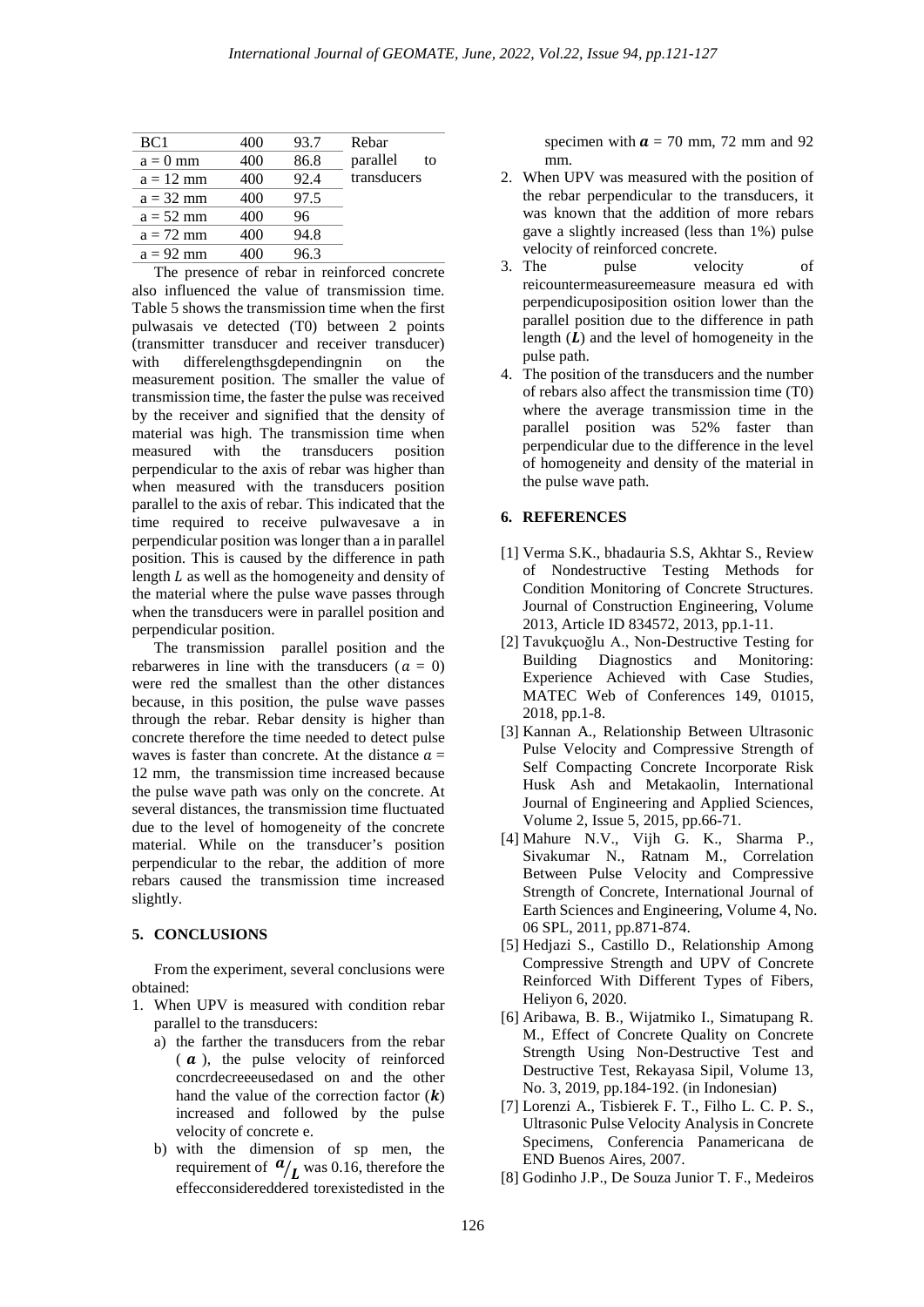| BC1 | 400 | 93.7 | Rebar parallel to transducers |
|---|---|---|---|
| $a = 0$ mm | 400 | 86.8 | |
| $a = 12$ mm | 400 | 92.4 | |
| $a = 32$ mm | 400 | 97.5 | |
| $a = 52$ mm | 400 | 96 | |
| $a = 72$ mm | 400 | 94.8 | |
| $a = 92$ mm | 400 | 96.3 | |

The presence of rebar in reinforced concrete also influenced the value of transmission time. Table 5 shows the transmission time when the first pulwasais ve detected (T0) between 2 points (transmitter transducer and receiver transducer) with differelengthsgdependingnin on the measurement position. The smaller the value of transmission time, the faster the pulse was received by the receiver and signified that the density of material was high. The transmission time when measured with the transducers position perpendicular to the axis of rebar was higher than when measured with the transducers position parallel to the axis of rebar. This indicated that the time required to receive pulwavesave a in perpendicular position was longer than a in parallel position. This is caused by the difference in path length $L$ as well as the homogeneity and density of the material where the pulse wave passes through when the transducers were in parallel position and perpendicular position.

The transmission parallel position and the rebarweres in line with the transducers ($a$ = 0) were red the smallest than the other distances because, in this position, the pulse wave passes through the rebar. Rebar density is higher than concrete therefore the time needed to detect pulse waves is faster than concrete. At the distance $a$ = 12 mm, the transmission time increased because the pulse wave path was only on the concrete. At several distances, the transmission time fluctuated due to the level of homogeneity of the concrete material. While on the transducer's position perpendicular to the rebar, the addition of more rebars caused the transmission time increased slightly.

## 5. CONCLUSIONS

From the experiment, several conclusions were obtained:

1. When UPV is measured with condition rebar parallel to the transducers:
   a) the farther the transducers from the rebar ($\boldsymbol{a}$), the pulse velocity of reinforced concrdecreeeusedased on and the other hand the value of the correction factor ($\boldsymbol{k}$) increased and followed by the pulse velocity of concrete e.
   b) with the dimension of sp men, the requirement of $a/_{L}$ was 0.16, therefore the effecconsidereddered torexistedisted in the specimen with $\boldsymbol{a}$ = 70 mm, 72 mm and 92 mm.
2. When UPV was measured with the position of the rebar perpendicular to the transducers, it was known that the addition of more rebars gave a slightly increased (less than 1%) pulse velocity of reinforced concrete.
3. The pulse velocity of reicountermeasureemeasure measura ed with perpendicupositposition osition lower than the parallel position due to the difference in path length ($\boldsymbol{L}$) and the level of homogeneity in the pulse path.
4. The position of the transducers and the number of rebars also affect the transmission time (T0) where the average transmission time in the parallel position was 52% faster than perpendicular due to the difference in the level of homogeneity and density of the material in the pulse wave path.

## 6. REFERENCES

[1] Verma S.K., bhadauria S.S, Akhtar S., Review of Nondestructive Testing Methods for Condition Monitoring of Concrete Structures. Journal of Construction Engineering, Volume 2013, Article ID 834572, 2013, pp.1-11.

[2] Tavukçuoğlu A., Non-Destructive Testing for Building Diagnostics and Monitoring: Experience Achieved with Case Studies, MATEC Web of Conferences 149, 01015, 2018, pp.1-8.

[3] Kannan A., Relationship Between Ultrasonic Pulse Velocity and Compressive Strength of Self Compacting Concrete Incorporate Risk Husk Ash and Metakaolin, International Journal of Engineering and Applied Sciences, Volume 2, Issue 5, 2015, pp.66-71.

[4] Mahure N.V., Vijh G. K., Sharma P., Sivakumar N., Ratnam M., Correlation Between Pulse Velocity and Compressive Strength of Concrete, International Journal of Earth Sciences and Engineering, Volume 4, No. 06 SPL, 2011, pp.871-874.

[5] Hedjazi S., Castillo D., Relationship Among Compressive Strength and UPV of Concrete Reinforced With Different Types of Fibers, Heliyon 6, 2020.

[6] Aribawa, B. B., Wijatmiko I., Simatupang R. M., Effect of Concrete Quality on Concrete Strength Using Non-Destructive Test and Destructive Test, Rekayasa Sipil, Volume 13, No. 3, 2019, pp.184-192. (in Indonesian)

[7] Lorenzi A., Tisbierek F. T., Filho L. C. P. S., Ultrasonic Pulse Velocity Analysis in Concrete Specimens, Conferencia Panamericana de END Buenos Aires, 2007.

[8] Godinho J.P., De Souza Junior T. F., Medeiros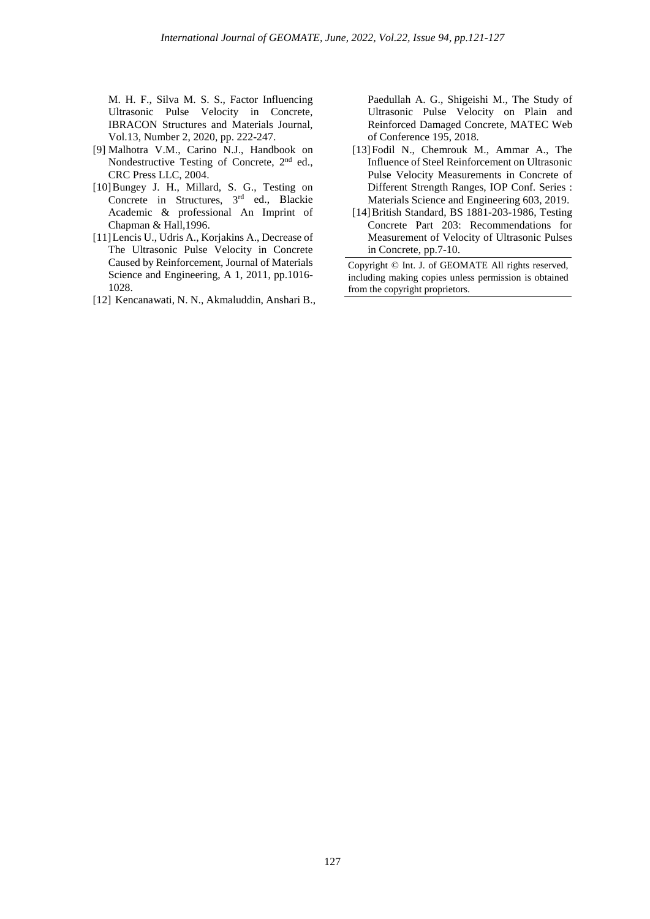M. H. F., Silva M. S. S., Factor Influencing Ultrasonic Pulse Velocity in Concrete, IBRACON Structures and Materials Journal, Vol.13, Number 2, 2020, pp. 222-247.

[9] Malhotra V.M., Carino N.J., Handbook on Nondestructive Testing of Concrete, 2nd ed., CRC Press LLC, 2004.

[10] Bungey J. H., Millard, S. G., Testing on Concrete in Structures, 3rd ed., Blackie Academic & professional An Imprint of Chapman & Hall,1996.

[11] Lencis U., Udris A., Korjakins A., Decrease of The Ultrasonic Pulse Velocity in Concrete Caused by Reinforcement, Journal of Materials Science and Engineering, A 1, 2011, pp.1016-1028.

[12] Kencanawati, N. N., Akmaluddin, Anshari B., Paedullah A. G., Shigeishi M., The Study of Ultrasonic Pulse Velocity on Plain and Reinforced Damaged Concrete, MATEC Web of Conference 195, 2018.

[13] Fodil N., Chemrouk M., Ammar A., The Influence of Steel Reinforcement on Ultrasonic Pulse Velocity Measurements in Concrete of Different Strength Ranges, IOP Conf. Series : Materials Science and Engineering 603, 2019.

[14] British Standard, BS 1881-203-1986, Testing Concrete Part 203: Recommendations for Measurement of Velocity of Ultrasonic Pulses in Concrete, pp.7-10.

---

Copyright © Int. J. of GEOMATE All rights reserved, including making copies unless permission is obtained from the copyright proprietors.